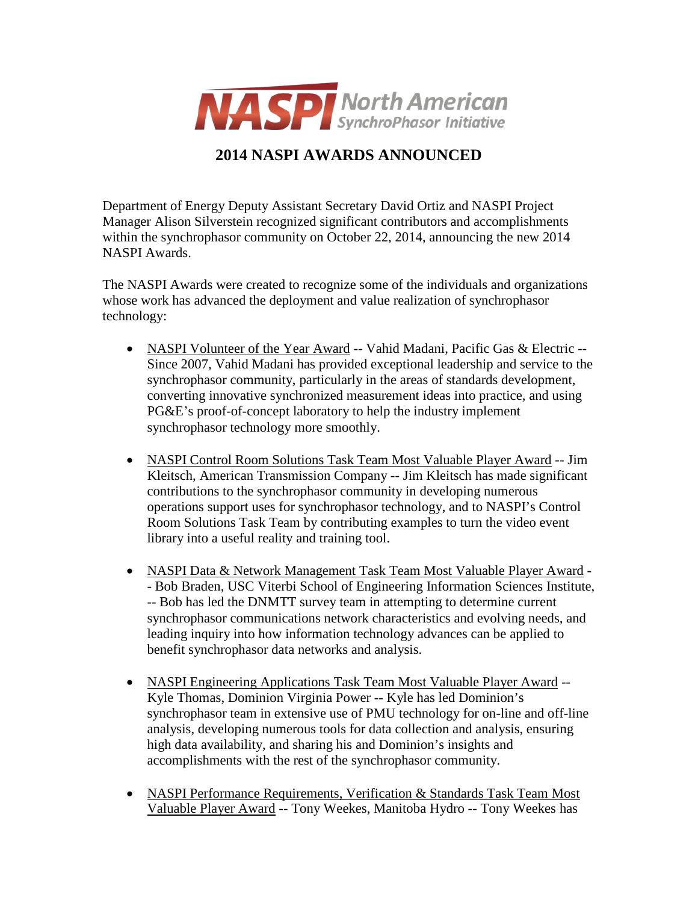NASPI North American SynchroPhasor Initiative

# 2014 NASPI AWARDS ANNOUNCED

Department of Energy Deputy Assistant Secretary David Ortiz and NASPI Project Manager Alison Silverstein recognized significant contributors and accomplishments within the synchrophasor community on October 22, 2014, announcing the new 2014 NASPI Awards.

The NASPI Awards were created to recognize some of the individuals and organizations whose work has advanced the deployment and value realization of synchrophasor technology:

- NASPI Volunteer of the Year Award -- Vahid Madani, Pacific Gas & Electric -- Since 2007, Vahid Madani has provided exceptional leadership and service to the synchrophasor community, particularly in the areas of standards development, converting innovative synchronized measurement ideas into practice, and using PG&E's proof-of-concept laboratory to help the industry implement synchrophasor technology more smoothly.

- NASPI Control Room Solutions Task Team Most Valuable Player Award -- Jim Kleitsch, American Transmission Company -- Jim Kleitsch has made significant contributions to the synchrophasor community in developing numerous operations support uses for synchrophasor technology, and to NASPI's Control Room Solutions Task Team by contributing examples to turn the video event library into a useful reality and training tool.

- NASPI Data & Network Management Task Team Most Valuable Player Award -- Bob Braden, USC Viterbi School of Engineering Information Sciences Institute, -- Bob has led the DNMTT survey team in attempting to determine current synchrophasor communications network characteristics and evolving needs, and leading inquiry into how information technology advances can be applied to benefit synchrophasor data networks and analysis.

- NASPI Engineering Applications Task Team Most Valuable Player Award -- Kyle Thomas, Dominion Virginia Power -- Kyle has led Dominion's synchrophasor team in extensive use of PMU technology for on-line and off-line analysis, developing numerous tools for data collection and analysis, ensuring high data availability, and sharing his and Dominion's insights and accomplishments with the rest of the synchrophasor community.

- NASPI Performance Requirements, Verification & Standards Task Team Most Valuable Player Award -- Tony Weekes, Manitoba Hydro -- Tony Weekes has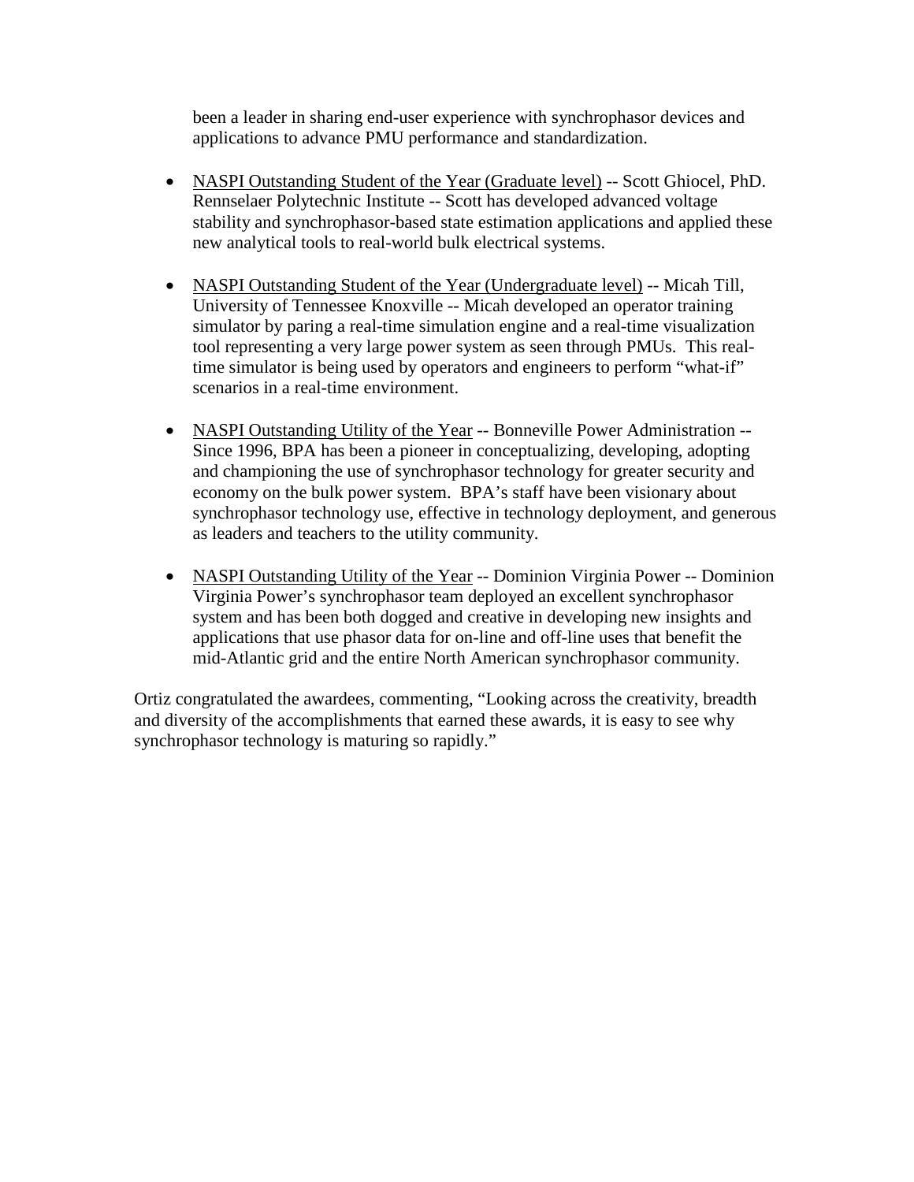been a leader in sharing end-user experience with synchrophasor devices and applications to advance PMU performance and standardization.

- NASPI Outstanding Student of the Year (Graduate level) -- Scott Ghiocel, PhD. Rennselaer Polytechnic Institute -- Scott has developed advanced voltage stability and synchrophasor-based state estimation applications and applied these new analytical tools to real-world bulk electrical systems.

- NASPI Outstanding Student of the Year (Undergraduate level) -- Micah Till, University of Tennessee Knoxville -- Micah developed an operator training simulator by paring a real-time simulation engine and a real-time visualization tool representing a very large power system as seen through PMUs. This real-time simulator is being used by operators and engineers to perform "what-if" scenarios in a real-time environment.

- NASPI Outstanding Utility of the Year -- Bonneville Power Administration -- Since 1996, BPA has been a pioneer in conceptualizing, developing, adopting and championing the use of synchrophasor technology for greater security and economy on the bulk power system. BPA's staff have been visionary about synchrophasor technology use, effective in technology deployment, and generous as leaders and teachers to the utility community.

- NASPI Outstanding Utility of the Year -- Dominion Virginia Power -- Dominion Virginia Power's synchrophasor team deployed an excellent synchrophasor system and has been both dogged and creative in developing new insights and applications that use phasor data for on-line and off-line uses that benefit the mid-Atlantic grid and the entire North American synchrophasor community.

Ortiz congratulated the awardees, commenting, "Looking across the creativity, breadth and diversity of the accomplishments that earned these awards, it is easy to see why synchrophasor technology is maturing so rapidly."